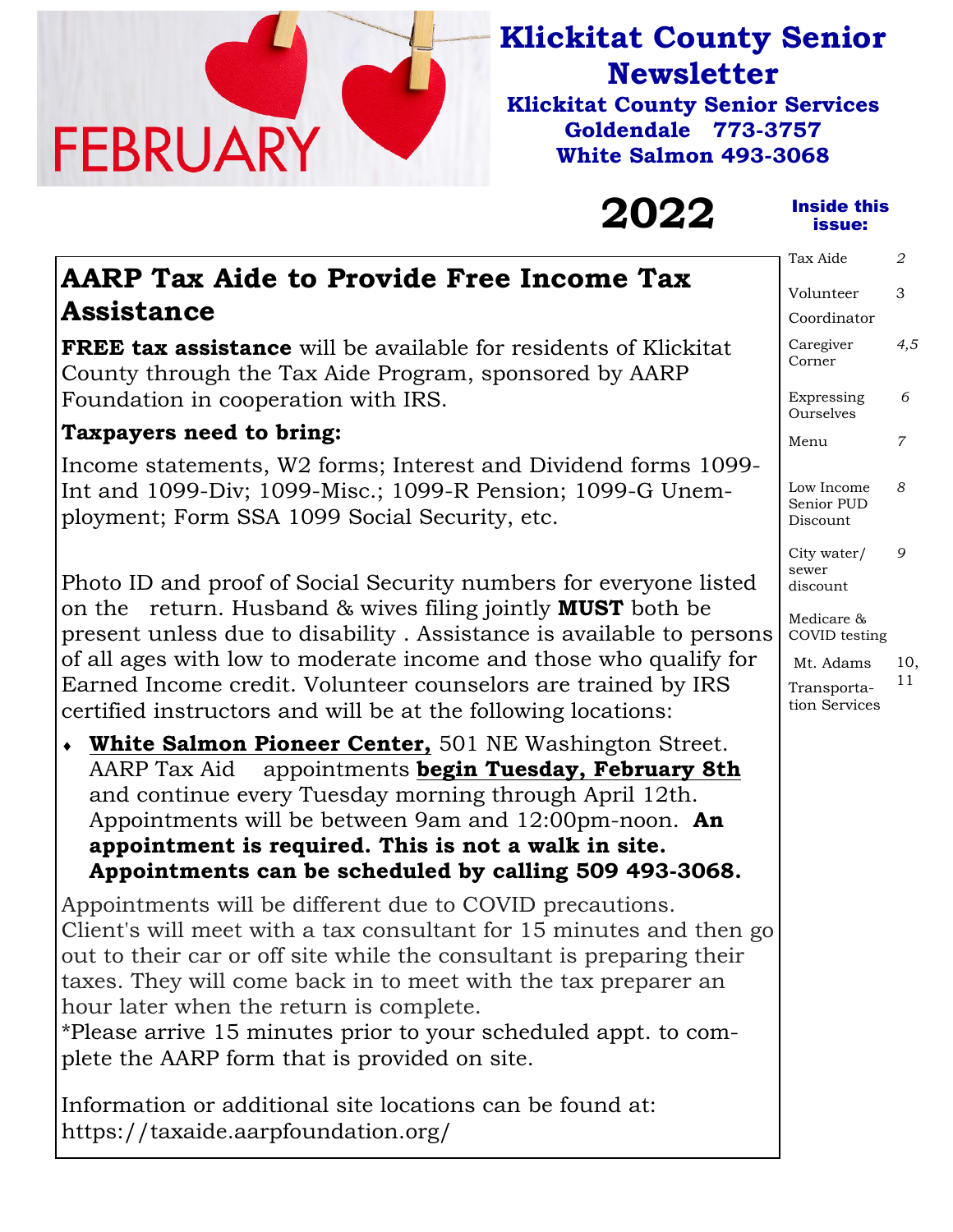# Klickitat County Senior Newsletter

**Klickitat County Senior Services**
**Goldendale 773-3757**
**White Salmon 493-3068**

FEBRUARY

# 2022

**Inside this issue:**

| | |
|---|---|
| Tax Aide | 2 |
| Volunteer Coordinator | 3 |
| Caregiver Corner | 4,5 |
| Expressing Ourselves | 6 |
| Menu | 7 |
| Low Income Senior PUD Discount | 8 |
| City water/ sewer discount | 9 |
| Medicare & COVID testing | |
| Mt. Adams Transportation Services | 10, 11 |

## AARP Tax Aide to Provide Free Income Tax Assistance

**FREE tax assistance** will be available for residents of Klickitat County through the Tax Aide Program, sponsored by AARP Foundation in cooperation with IRS.

**Taxpayers need to bring:**

Income statements, W2 forms; Interest and Dividend forms 1099-Int and 1099-Div; 1099-Misc.; 1099-R Pension; 1099-G Unemployment; Form SSA 1099 Social Security, etc.

Photo ID and proof of Social Security numbers for everyone listed on the return. Husband & wives filing jointly **MUST** both be present unless due to disability . Assistance is available to persons of all ages with low to moderate income and those who qualify for Earned Income credit. Volunteer counselors are trained by IRS certified instructors and will be at the following locations:

- **White Salmon Pioneer Center,** 501 NE Washington Street. AARP Tax Aid appointments **begin Tuesday, February 8th** and continue every Tuesday morning through April 12th. Appointments will be between 9am and 12:00pm-noon. **An appointment is required. This is not a walk in site. Appointments can be scheduled by calling 509 493-3068.**

Appointments will be different due to COVID precautions. Client's will meet with a tax consultant for 15 minutes and then go out to their car or off site while the consultant is preparing their taxes. They will come back in to meet with the tax preparer an hour later when the return is complete.
*Please arrive 15 minutes prior to your scheduled appt. to complete the AARP form that is provided on site.

Information or additional site locations can be found at:
https://taxaide.aarpfoundation.org/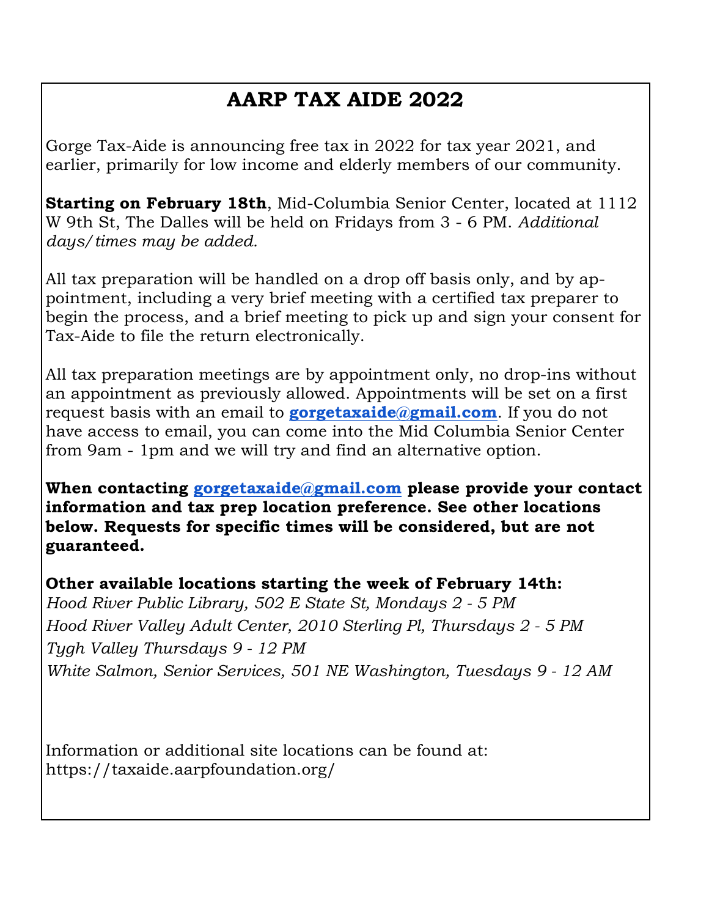# AARP TAX AIDE 2022

Gorge Tax-Aide is announcing free tax in 2022 for tax year 2021, and earlier, primarily for low income and elderly members of our community.

**Starting on February 18th**, Mid-Columbia Senior Center, located at 1112 W 9th St, The Dalles will be held on Fridays from 3 - 6 PM. *Additional days/times may be added.*

All tax preparation will be handled on a drop off basis only, and by appointment, including a very brief meeting with a certified tax preparer to begin the process, and a brief meeting to pick up and sign your consent for Tax-Aide to file the return electronically.

All tax preparation meetings are by appointment only, no drop-ins without an appointment as previously allowed. Appointments will be set on a first request basis with an email to **gorgetaxaide@gmail.com**. If you do not have access to email, you can come into the Mid Columbia Senior Center from 9am - 1pm and we will try and find an alternative option.

**When contacting gorgetaxaide@gmail.com please provide your contact information and tax prep location preference. See other locations below. Requests for specific times will be considered, but are not guaranteed.**

**Other available locations starting the week of February 14th:**

*Hood River Public Library, 502 E State St, Mondays 2 - 5 PM*

*Hood River Valley Adult Center, 2010 Sterling Pl, Thursdays 2 - 5 PM*

*Tygh Valley Thursdays 9 - 12 PM*

*White Salmon, Senior Services, 501 NE Washington, Tuesdays 9 - 12 AM*

Information or additional site locations can be found at: https://taxaide.aarpfoundation.org/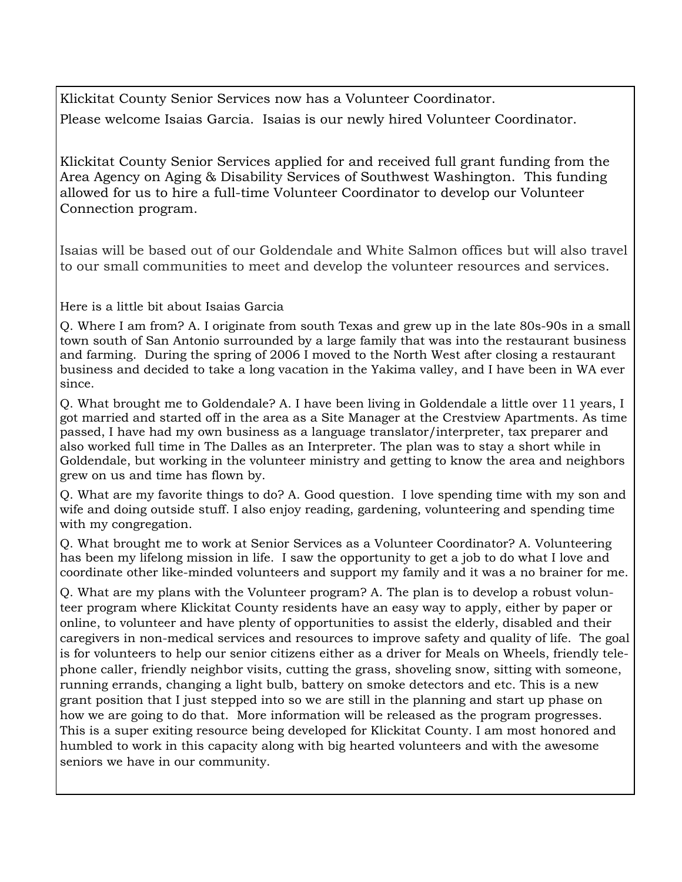Klickitat County Senior Services now has a Volunteer Coordinator.

Please welcome Isaias Garcia. Isaias is our newly hired Volunteer Coordinator.

Klickitat County Senior Services applied for and received full grant funding from the Area Agency on Aging & Disability Services of Southwest Washington. This funding allowed for us to hire a full-time Volunteer Coordinator to develop our Volunteer Connection program.

Isaias will be based out of our Goldendale and White Salmon offices but will also travel to our small communities to meet and develop the volunteer resources and services.

Here is a little bit about Isaias Garcia

Q. Where I am from? A. I originate from south Texas and grew up in the late 80s-90s in a small town south of San Antonio surrounded by a large family that was into the restaurant business and farming. During the spring of 2006 I moved to the North West after closing a restaurant business and decided to take a long vacation in the Yakima valley, and I have been in WA ever since.

Q. What brought me to Goldendale? A. I have been living in Goldendale a little over 11 years, I got married and started off in the area as a Site Manager at the Crestview Apartments. As time passed, I have had my own business as a language translator/interpreter, tax preparer and also worked full time in The Dalles as an Interpreter. The plan was to stay a short while in Goldendale, but working in the volunteer ministry and getting to know the area and neighbors grew on us and time has flown by.

Q. What are my favorite things to do? A. Good question. I love spending time with my son and wife and doing outside stuff. I also enjoy reading, gardening, volunteering and spending time with my congregation.

Q. What brought me to work at Senior Services as a Volunteer Coordinator? A. Volunteering has been my lifelong mission in life. I saw the opportunity to get a job to do what I love and coordinate other like-minded volunteers and support my family and it was a no brainer for me.

Q. What are my plans with the Volunteer program? A. The plan is to develop a robust volunteer program where Klickitat County residents have an easy way to apply, either by paper or online, to volunteer and have plenty of opportunities to assist the elderly, disabled and their caregivers in non-medical services and resources to improve safety and quality of life. The goal is for volunteers to help our senior citizens either as a driver for Meals on Wheels, friendly telephone caller, friendly neighbor visits, cutting the grass, shoveling snow, sitting with someone, running errands, changing a light bulb, battery on smoke detectors and etc. This is a new grant position that I just stepped into so we are still in the planning and start up phase on how we are going to do that. More information will be released as the program progresses. This is a super exiting resource being developed for Klickitat County. I am most honored and humbled to work in this capacity along with big hearted volunteers and with the awesome seniors we have in our community.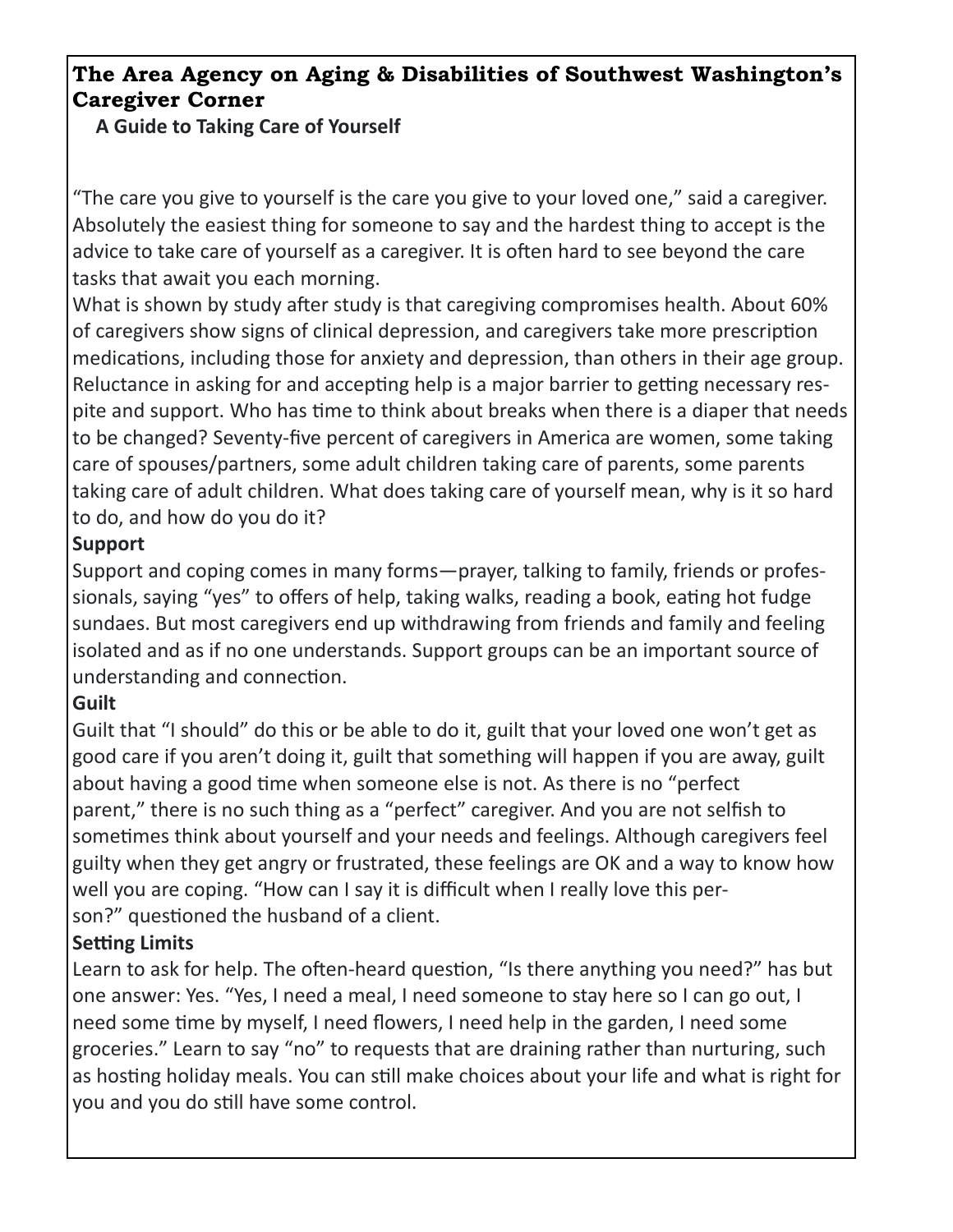## The Area Agency on Aging & Disabilities of Southwest Washington's Caregiver Corner

**A Guide to Taking Care of Yourself**

"The care you give to yourself is the care you give to your loved one," said a caregiver. Absolutely the easiest thing for someone to say and the hardest thing to accept is the advice to take care of yourself as a caregiver. It is often hard to see beyond the care tasks that await you each morning.

What is shown by study after study is that caregiving compromises health. About 60% of caregivers show signs of clinical depression, and caregivers take more prescription medications, including those for anxiety and depression, than others in their age group. Reluctance in asking for and accepting help is a major barrier to getting necessary respite and support. Who has time to think about breaks when there is a diaper that needs to be changed? Seventy-five percent of caregivers in America are women, some taking care of spouses/partners, some adult children taking care of parents, some parents taking care of adult children. What does taking care of yourself mean, why is it so hard to do, and how do you do it?

**Support**

Support and coping comes in many forms—prayer, talking to family, friends or professionals, saying "yes" to offers of help, taking walks, reading a book, eating hot fudge sundaes. But most caregivers end up withdrawing from friends and family and feeling isolated and as if no one understands. Support groups can be an important source of understanding and connection.

**Guilt**

Guilt that "I should" do this or be able to do it, guilt that your loved one won't get as good care if you aren't doing it, guilt that something will happen if you are away, guilt about having a good time when someone else is not. As there is no "perfect parent," there is no such thing as a "perfect" caregiver. And you are not selfish to sometimes think about yourself and your needs and feelings. Although caregivers feel guilty when they get angry or frustrated, these feelings are OK and a way to know how well you are coping. "How can I say it is difficult when I really love this person?" questioned the husband of a client.

**Setting Limits**

Learn to ask for help. The often-heard question, "Is there anything you need?" has but one answer: Yes. "Yes, I need a meal, I need someone to stay here so I can go out, I need some time by myself, I need flowers, I need help in the garden, I need some groceries." Learn to say "no" to requests that are draining rather than nurturing, such as hosting holiday meals. You can still make choices about your life and what is right for you and you do still have some control.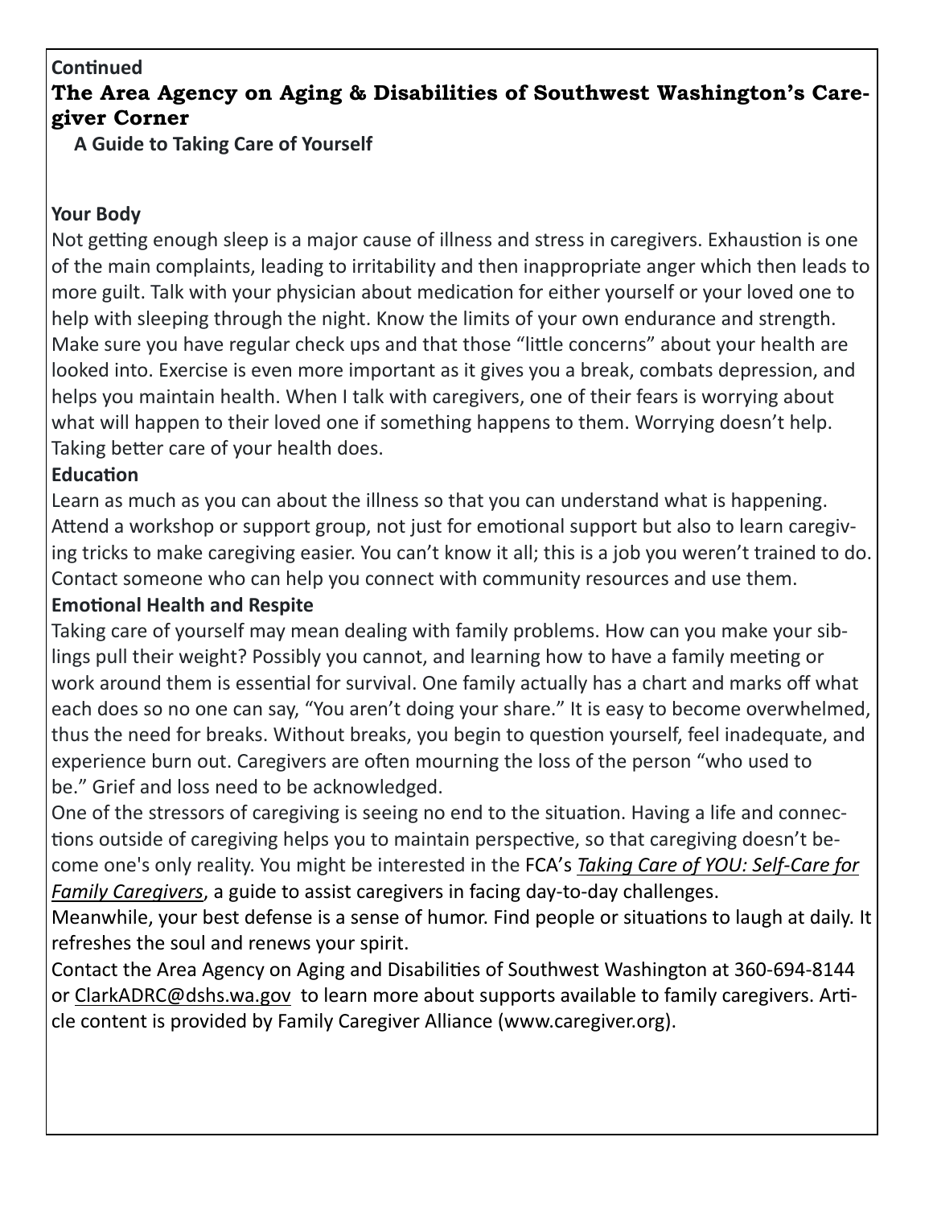**Continued**

## The Area Agency on Aging & Disabilities of Southwest Washington's Caregiver Corner

### A Guide to Taking Care of Yourself

**Your Body**

Not getting enough sleep is a major cause of illness and stress in caregivers. Exhaustion is one of the main complaints, leading to irritability and then inappropriate anger which then leads to more guilt. Talk with your physician about medication for either yourself or your loved one to help with sleeping through the night. Know the limits of your own endurance and strength. Make sure you have regular check ups and that those "little concerns" about your health are looked into. Exercise is even more important as it gives you a break, combats depression, and helps you maintain health. When I talk with caregivers, one of their fears is worrying about what will happen to their loved one if something happens to them. Worrying doesn't help. Taking better care of your health does.

**Education**

Learn as much as you can about the illness so that you can understand what is happening. Attend a workshop or support group, not just for emotional support but also to learn caregiving tricks to make caregiving easier. You can't know it all; this is a job you weren't trained to do. Contact someone who can help you connect with community resources and use them.

**Emotional Health and Respite**

Taking care of yourself may mean dealing with family problems. How can you make your siblings pull their weight? Possibly you cannot, and learning how to have a family meeting or work around them is essential for survival. One family actually has a chart and marks off what each does so no one can say, "You aren't doing your share." It is easy to become overwhelmed, thus the need for breaks. Without breaks, you begin to question yourself, feel inadequate, and experience burn out. Caregivers are often mourning the loss of the person "who used to be." Grief and loss need to be acknowledged.

One of the stressors of caregiving is seeing no end to the situation. Having a life and connections outside of caregiving helps you to maintain perspective, so that caregiving doesn't become one's only reality. You might be interested in the FCA's *Taking Care of YOU: Self-Care for Family Caregivers*, a guide to assist caregivers in facing day-to-day challenges.

Meanwhile, your best defense is a sense of humor. Find people or situations to laugh at daily. It refreshes the soul and renews your spirit.

Contact the Area Agency on Aging and Disabilities of Southwest Washington at 360-694-8144 or ClarkADRC@dshs.wa.gov to learn more about supports available to family caregivers. Article content is provided by Family Caregiver Alliance (www.caregiver.org).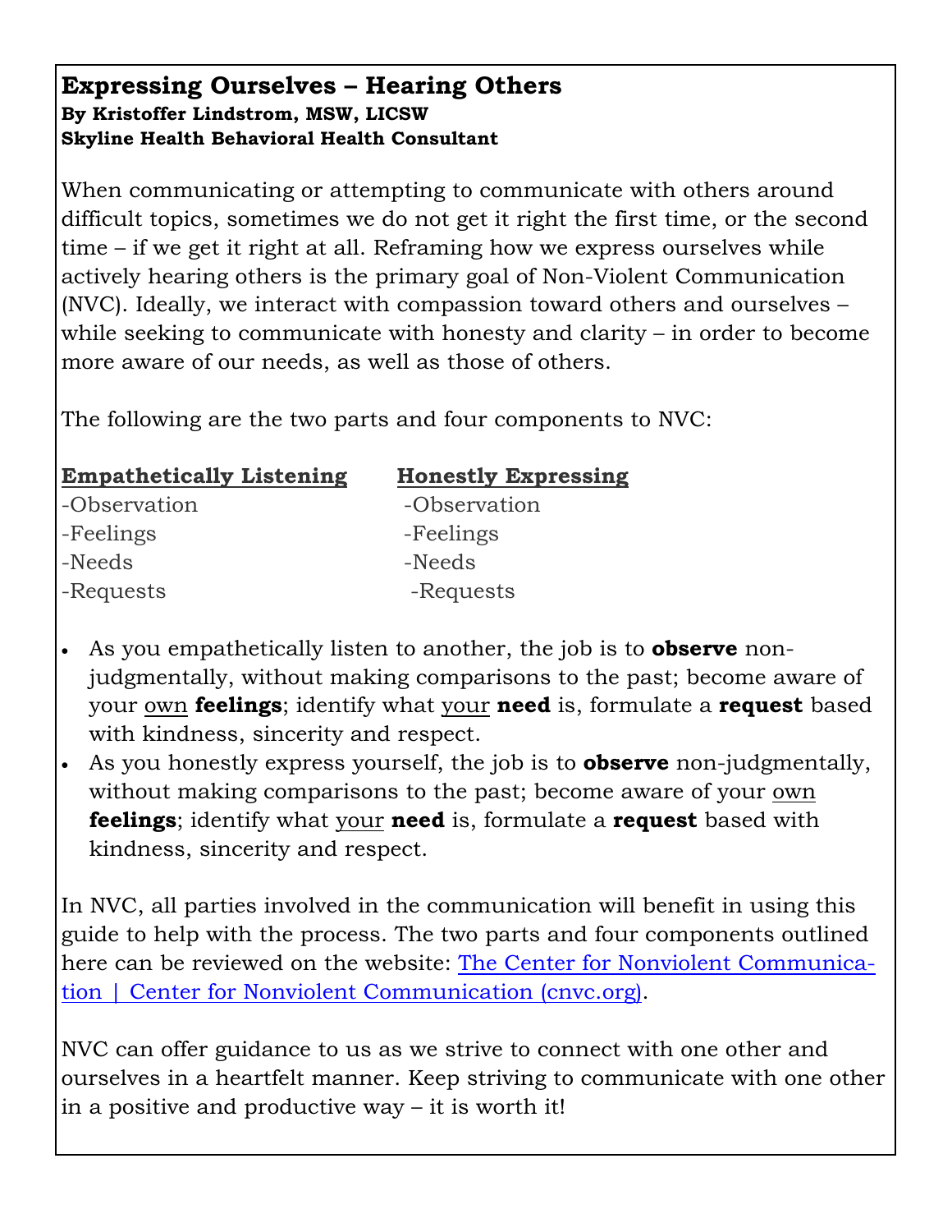# Expressing Ourselves – Hearing Others

**By Kristoffer Lindstrom, MSW, LICSW**
**Skyline Health Behavioral Health Consultant**

When communicating or attempting to communicate with others around difficult topics, sometimes we do not get it right the first time, or the second time – if we get it right at all. Reframing how we express ourselves while actively hearing others is the primary goal of Non-Violent Communication (NVC). Ideally, we interact with compassion toward others and ourselves – while seeking to communicate with honesty and clarity – in order to become more aware of our needs, as well as those of others.

The following are the two parts and four components to NVC:

| **Empathetically Listening** | **Honestly Expressing** |
|---|---|
| -Observation | -Observation |
| -Feelings | -Feelings |
| -Needs | -Needs |
| -Requests | -Requests |

- As you empathetically listen to another, the job is to **observe** non-judgmentally, without making comparisons to the past; become aware of your own **feelings**; identify what your **need** is, formulate a **request** based with kindness, sincerity and respect.
- As you honestly express yourself, the job is to **observe** non-judgmentally, without making comparisons to the past; become aware of your own **feelings**; identify what your **need** is, formulate a **request** based with kindness, sincerity and respect.

In NVC, all parties involved in the communication will benefit in using this guide to help with the process. The two parts and four components outlined here can be reviewed on the website: [The Center for Nonviolent Communication | Center for Nonviolent Communication (cnvc.org)](https://www.cnvc.org).

NVC can offer guidance to us as we strive to connect with one other and ourselves in a heartfelt manner. Keep striving to communicate with one other in a positive and productive way – it is worth it!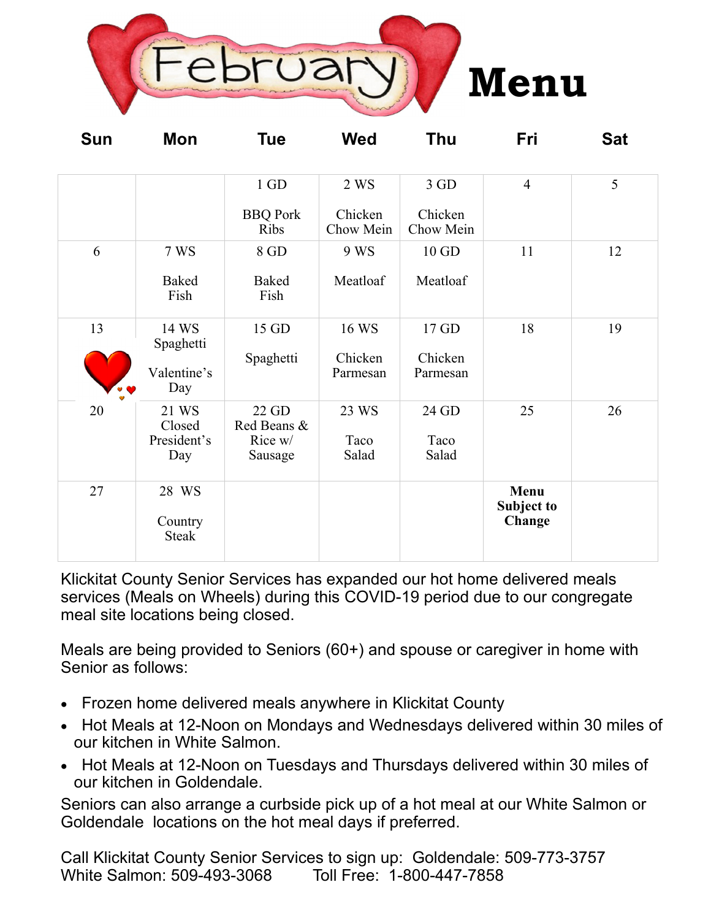# February Menu

| Sun | Mon | Tue | Wed | Thu | Fri | Sat |
|---|---|---|---|---|---|---|
| | | 1 GD<br><br>BBQ Pork Ribs | 2 WS<br><br>Chicken Chow Mein | 3 GD<br><br>Chicken Chow Mein | 4 | 5 |
| 6 | 7 WS<br><br>Baked Fish | 8 GD<br><br>Baked Fish | 9 WS<br><br>Meatloaf | 10 GD<br><br>Meatloaf | 11 | 12 |
| 13 | 14 WS<br>Spaghetti<br><br>Valentine's Day | 15 GD<br><br>Spaghetti | 16 WS<br><br>Chicken Parmesan | 17 GD<br><br>Chicken Parmesan | 18 | 19 |
| 20 | 21 WS<br>Closed<br>President's Day | 22 GD<br>Red Beans & Rice w/ Sausage | 23 WS<br><br>Taco Salad | 24 GD<br><br>Taco Salad | 25 | 26 |
| 27 | 28 WS<br><br>Country Steak | | | | **Menu Subject to Change** | |

Klickitat County Senior Services has expanded our hot home delivered meals services (Meals on Wheels) during this COVID-19 period due to our congregate meal site locations being closed.

Meals are being provided to Seniors (60+) and spouse or caregiver in home with Senior as follows:

- Frozen home delivered meals anywhere in Klickitat County
- Hot Meals at 12-Noon on Mondays and Wednesdays delivered within 30 miles of our kitchen in White Salmon.
- Hot Meals at 12-Noon on Tuesdays and Thursdays delivered within 30 miles of our kitchen in Goldendale.

Seniors can also arrange a curbside pick up of a hot meal at our White Salmon or Goldendale locations on the hot meal days if preferred.

Call Klickitat County Senior Services to sign up: Goldendale: 509-773-3757
White Salmon: 509-493-3068 Toll Free: 1-800-447-7858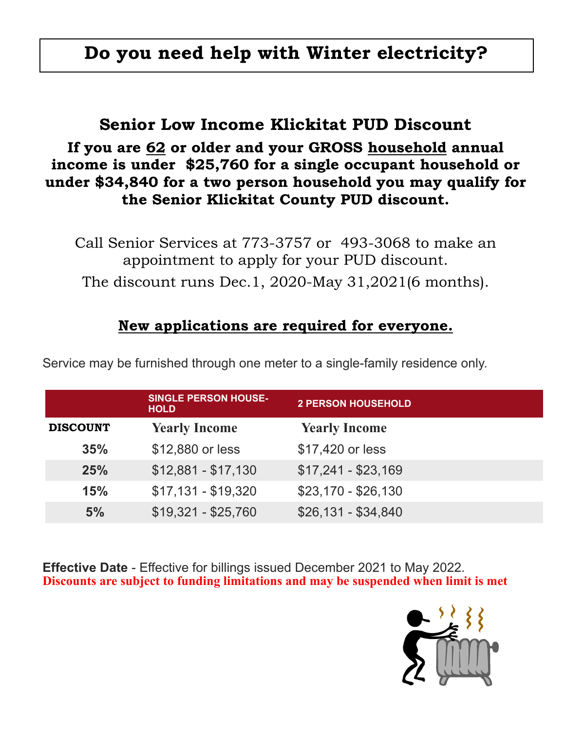# Do you need help with Winter electricity?

## Senior Low Income Klickitat PUD Discount

**If you are 62 or older and your GROSS household annual income is under $25,760 for a single occupant household or under $34,840 for a two person household you may qualify for the Senior Klickitat County PUD discount.**

Call Senior Services at 773-3757 or 493-3068 to make an appointment to apply for your PUD discount.

The discount runs Dec.1, 2020-May 31,2021(6 months).

**New applications are required for everyone.**

Service may be furnished through one meter to a single-family residence only.

| | SINGLE PERSON HOUSE-HOLD | 2 PERSON HOUSEHOLD |
|---|---|---|
| **DISCOUNT** | **Yearly Income** | **Yearly Income** |
| 35% | $12,880 or less | $17,420 or less |
| 25% | $12,881 - $17,130 | $17,241 - $23,169 |
| 15% | $17,131 - $19,320 | $23,170 - $26,130 |
| 5% | $19,321 - $25,760 | $26,131 - $34,840 |

**Effective Date** - Effective for billings issued December 2021 to May 2022.

**Discounts are subject to funding limitations and may be suspended when limit is met**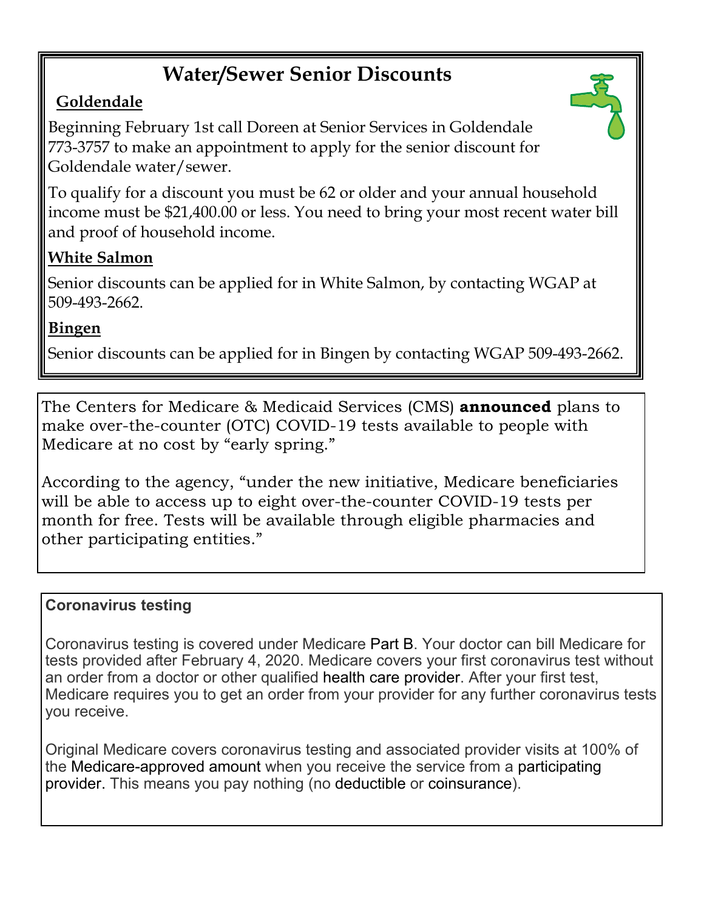# Water/Sewer Senior Discounts

**Goldendale**

Beginning February 1st call Doreen at Senior Services in Goldendale 773-3757 to make an appointment to apply for the senior discount for Goldendale water/sewer.

To qualify for a discount you must be 62 or older and your annual household income must be $21,400.00 or less. You need to bring your most recent water bill and proof of household income.

**White Salmon**

Senior discounts can be applied for in White Salmon, by contacting WGAP at 509-493-2662.

**Bingen**

Senior discounts can be applied for in Bingen by contacting WGAP 509-493-2662.

---

The Centers for Medicare & Medicaid Services (CMS) **announced** plans to make over-the-counter (OTC) COVID-19 tests available to people with Medicare at no cost by "early spring."

According to the agency, "under the new initiative, Medicare beneficiaries will be able to access up to eight over-the-counter COVID-19 tests per month for free. Tests will be available through eligible pharmacies and other participating entities."

---

**Coronavirus testing**

Coronavirus testing is covered under Medicare Part B. Your doctor can bill Medicare for tests provided after February 4, 2020. Medicare covers your first coronavirus test without an order from a doctor or other qualified health care provider. After your first test, Medicare requires you to get an order from your provider for any further coronavirus tests you receive.

Original Medicare covers coronavirus testing and associated provider visits at 100% of the Medicare-approved amount when you receive the service from a participating provider. This means you pay nothing (no deductible or coinsurance).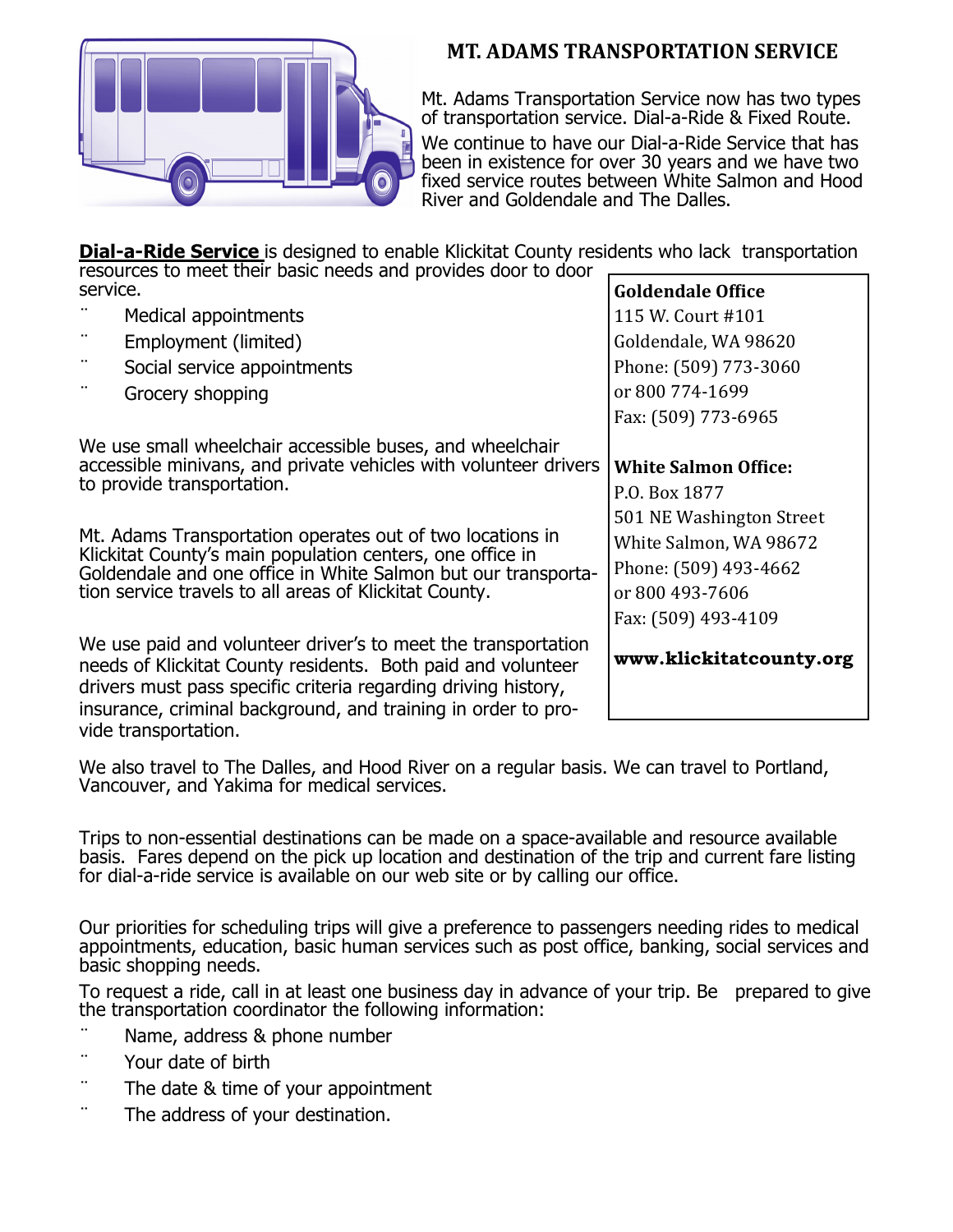## MT. ADAMS TRANSPORTATION SERVICE

Mt. Adams Transportation Service now has two types of transportation service. Dial-a-Ride & Fixed Route.

We continue to have our Dial-a-Ride Service that has been in existence for over 30 years and we have two fixed service routes between White Salmon and Hood River and Goldendale and The Dalles.

**Dial-a-Ride Service** is designed to enable Klickitat County residents who lack transportation resources to meet their basic needs and provides door to door service.

- Medical appointments
- Employment (limited)
- Social service appointments
- Grocery shopping

We use small wheelchair accessible buses, and wheelchair accessible minivans, and private vehicles with volunteer drivers to provide transportation.

Mt. Adams Transportation operates out of two locations in Klickitat County's main population centers, one office in Goldendale and one office in White Salmon but our transportation service travels to all areas of Klickitat County.

We use paid and volunteer driver's to meet the transportation needs of Klickitat County residents. Both paid and volunteer drivers must pass specific criteria regarding driving history, insurance, criminal background, and training in order to provide transportation.

**Goldendale Office**
115 W. Court #101
Goldendale, WA 98620
Phone: (509) 773-3060
or 800 774-1699
Fax: (509) 773-6965

**White Salmon Office:**
P.O. Box 1877
501 NE Washington Street
White Salmon, WA 98672
Phone: (509) 493-4662
or 800 493-7606
Fax: (509) 493-4109

**www.klickitatcounty.org**

We also travel to The Dalles, and Hood River on a regular basis. We can travel to Portland, Vancouver, and Yakima for medical services.

Trips to non-essential destinations can be made on a space-available and resource available basis. Fares depend on the pick up location and destination of the trip and current fare listing for dial-a-ride service is available on our web site or by calling our office.

Our priorities for scheduling trips will give a preference to passengers needing rides to medical appointments, education, basic human services such as post office, banking, social services and basic shopping needs.

To request a ride, call in at least one business day in advance of your trip. Be prepared to give the transportation coordinator the following information:

- Name, address & phone number
- Your date of birth
- The date & time of your appointment
- The address of your destination.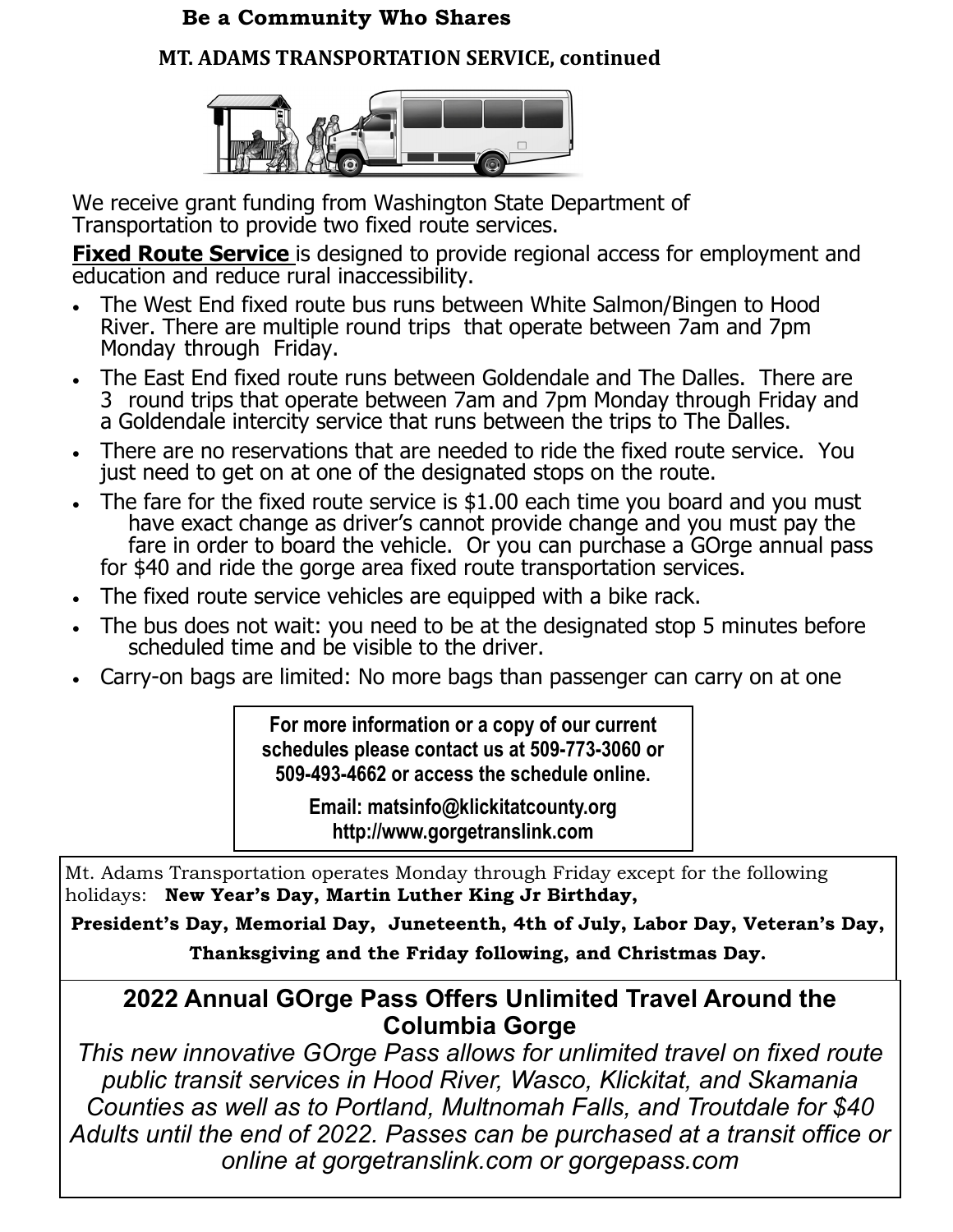**Be a Community Who Shares**

## MT. ADAMS TRANSPORTATION SERVICE, continued

We receive grant funding from Washington State Department of Transportation to provide two fixed route services.

**Fixed Route Service** is designed to provide regional access for employment and education and reduce rural inaccessibility.

- The West End fixed route bus runs between White Salmon/Bingen to Hood River. There are multiple round trips that operate between 7am and 7pm Monday through Friday.
- The East End fixed route runs between Goldendale and The Dalles. There are 3 round trips that operate between 7am and 7pm Monday through Friday and a Goldendale intercity service that runs between the trips to The Dalles.
- There are no reservations that are needed to ride the fixed route service. You just need to get on at one of the designated stops on the route.
- The fare for the fixed route service is $1.00 each time you board and you must have exact change as driver's cannot provide change and you must pay the fare in order to board the vehicle. Or you can purchase a GOrge annual pass for $40 and ride the gorge area fixed route transportation services.
- The fixed route service vehicles are equipped with a bike rack.
- The bus does not wait: you need to be at the designated stop 5 minutes before scheduled time and be visible to the driver.
- Carry-on bags are limited: No more bags than passenger can carry on at one

**For more information or a copy of our current schedules please contact us at 509-773-3060 or 509-493-4662 or access the schedule online.**

**Email: matsinfo@klickitatcounty.org**
**http://www.gorgetranslink.com**

Mt. Adams Transportation operates Monday through Friday except for the following holidays: **New Year's Day, Martin Luther King Jr Birthday, President's Day, Memorial Day, Juneteenth, 4th of July, Labor Day, Veteran's Day, Thanksgiving and the Friday following, and Christmas Day.**

## 2022 Annual GOrge Pass Offers Unlimited Travel Around the Columbia Gorge

*This new innovative GOrge Pass allows for unlimited travel on fixed route public transit services in Hood River, Wasco, Klickitat, and Skamania Counties as well as to Portland, Multnomah Falls, and Troutdale for $40 Adults until the end of 2022. Passes can be purchased at a transit office or online at gorgetranslink.com or gorgepass.com*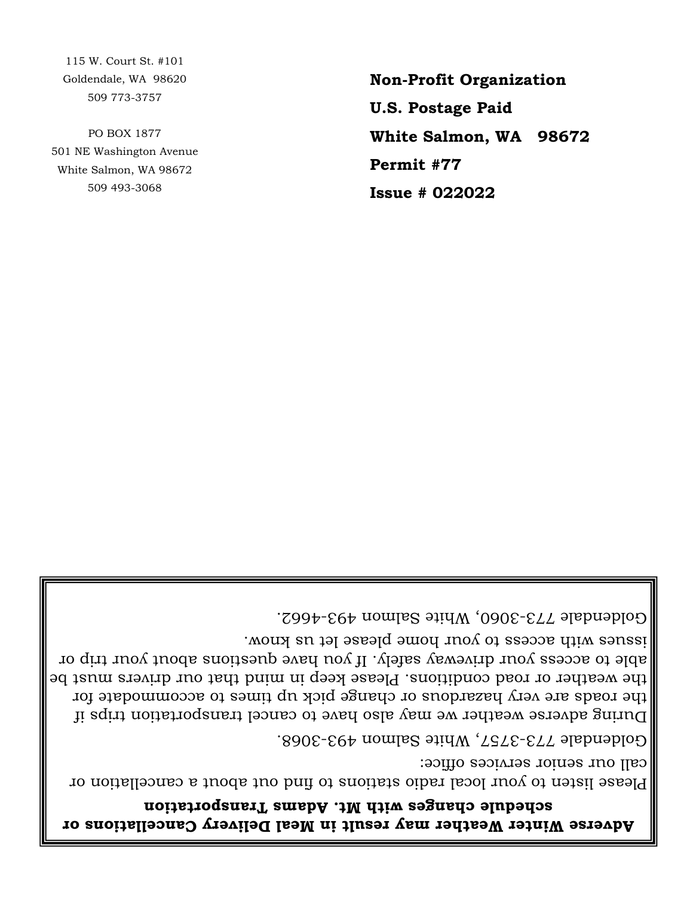115 W. Court St. #101
Goldendale, WA 98620
509 773-3757

PO BOX 1877
501 NE Washington Avenue
White Salmon, WA 98672
509 493-3068

**Non-Profit Organization**

**U.S. Postage Paid**

**White Salmon, WA 98672**

**Permit #77**

**Issue # 022022**

**Adverse Winter Weather may result in Meal Delivery Cancellations or schedule changes with Mt. Adams Transportation**

Please listen to your local radio stations to find out about a cancellation or call our senior services office:

Goldendale 773-3757, White Salmon 493-3068.

During adverse weather we may also have to cancel transportation trips if the roads are very hazardous or change pick up times to accommodate for the weather or road conditions. Please keep in mind that our drivers must be able to access your driveway safely. If you have questions about your trip or issues with access to your home please let us know.

Goldendale 773-3060, White Salmon 493-4662.